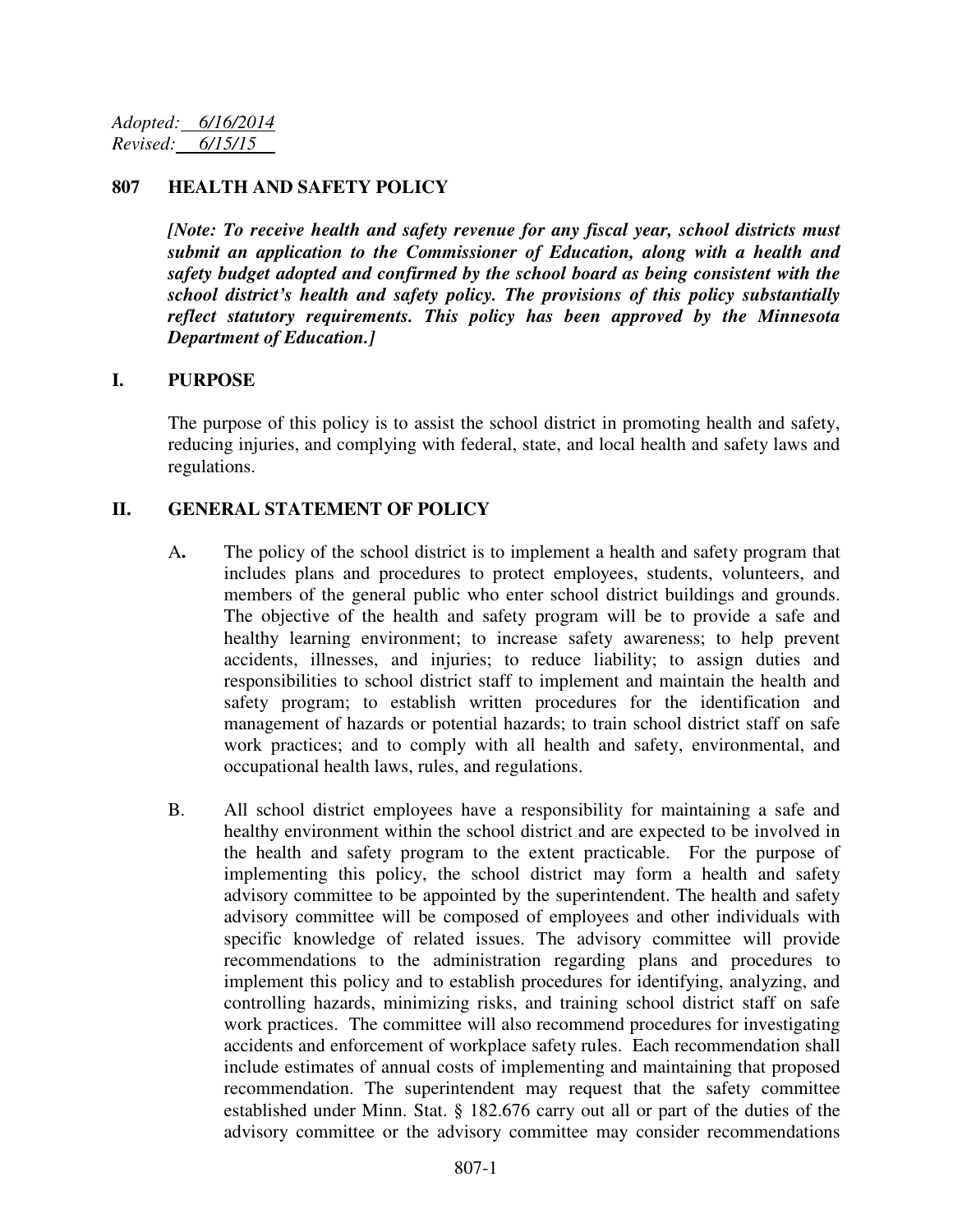*Adopted: 6/16/2014*
*Revised: 6/15/15*

# 807 HEALTH AND SAFETY POLICY

***[Note: To receive health and safety revenue for any fiscal year, school districts must submit an application to the Commissioner of Education, along with a health and safety budget adopted and confirmed by the school board as being consistent with the school district's health and safety policy. The provisions of this policy substantially reflect statutory requirements. This policy has been approved by the Minnesota Department of Education.]***

## I. PURPOSE

The purpose of this policy is to assist the school district in promoting health and safety, reducing injuries, and complying with federal, state, and local health and safety laws and regulations.

## II. GENERAL STATEMENT OF POLICY

A. The policy of the school district is to implement a health and safety program that includes plans and procedures to protect employees, students, volunteers, and members of the general public who enter school district buildings and grounds. The objective of the health and safety program will be to provide a safe and healthy learning environment; to increase safety awareness; to help prevent accidents, illnesses, and injuries; to reduce liability; to assign duties and responsibilities to school district staff to implement and maintain the health and safety program; to establish written procedures for the identification and management of hazards or potential hazards; to train school district staff on safe work practices; and to comply with all health and safety, environmental, and occupational health laws, rules, and regulations.

B. All school district employees have a responsibility for maintaining a safe and healthy environment within the school district and are expected to be involved in the health and safety program to the extent practicable. For the purpose of implementing this policy, the school district may form a health and safety advisory committee to be appointed by the superintendent. The health and safety advisory committee will be composed of employees and other individuals with specific knowledge of related issues. The advisory committee will provide recommendations to the administration regarding plans and procedures to implement this policy and to establish procedures for identifying, analyzing, and controlling hazards, minimizing risks, and training school district staff on safe work practices. The committee will also recommend procedures for investigating accidents and enforcement of workplace safety rules. Each recommendation shall include estimates of annual costs of implementing and maintaining that proposed recommendation. The superintendent may request that the safety committee established under Minn. Stat. § 182.676 carry out all or part of the duties of the advisory committee or the advisory committee may consider recommendations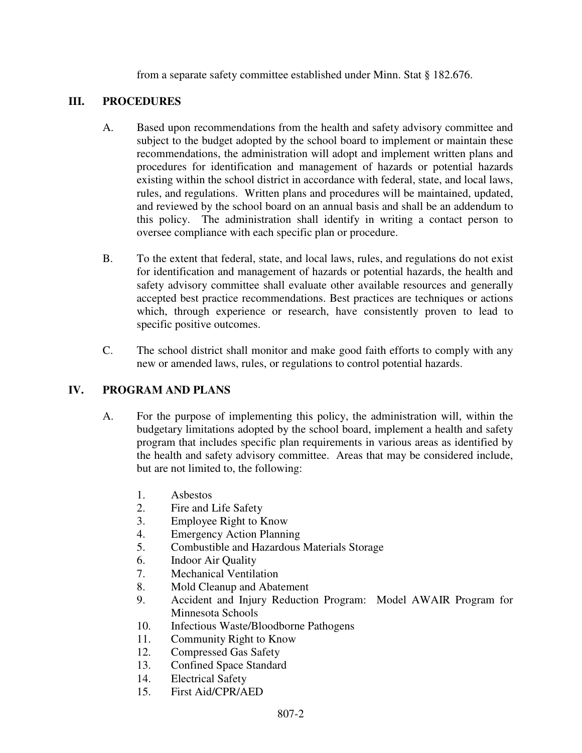from a separate safety committee established under Minn. Stat § 182.676.

## III. PROCEDURES

A. Based upon recommendations from the health and safety advisory committee and subject to the budget adopted by the school board to implement or maintain these recommendations, the administration will adopt and implement written plans and procedures for identification and management of hazards or potential hazards existing within the school district in accordance with federal, state, and local laws, rules, and regulations. Written plans and procedures will be maintained, updated, and reviewed by the school board on an annual basis and shall be an addendum to this policy. The administration shall identify in writing a contact person to oversee compliance with each specific plan or procedure.

B. To the extent that federal, state, and local laws, rules, and regulations do not exist for identification and management of hazards or potential hazards, the health and safety advisory committee shall evaluate other available resources and generally accepted best practice recommendations. Best practices are techniques or actions which, through experience or research, have consistently proven to lead to specific positive outcomes.

C. The school district shall monitor and make good faith efforts to comply with any new or amended laws, rules, or regulations to control potential hazards.

## IV. PROGRAM AND PLANS

A. For the purpose of implementing this policy, the administration will, within the budgetary limitations adopted by the school board, implement a health and safety program that includes specific plan requirements in various areas as identified by the health and safety advisory committee. Areas that may be considered include, but are not limited to, the following:

1. Asbestos
2. Fire and Life Safety
3. Employee Right to Know
4. Emergency Action Planning
5. Combustible and Hazardous Materials Storage
6. Indoor Air Quality
7. Mechanical Ventilation
8. Mold Cleanup and Abatement
9. Accident and Injury Reduction Program: Model AWAIR Program for Minnesota Schools
10. Infectious Waste/Bloodborne Pathogens
11. Community Right to Know
12. Compressed Gas Safety
13. Confined Space Standard
14. Electrical Safety
15. First Aid/CPR/AED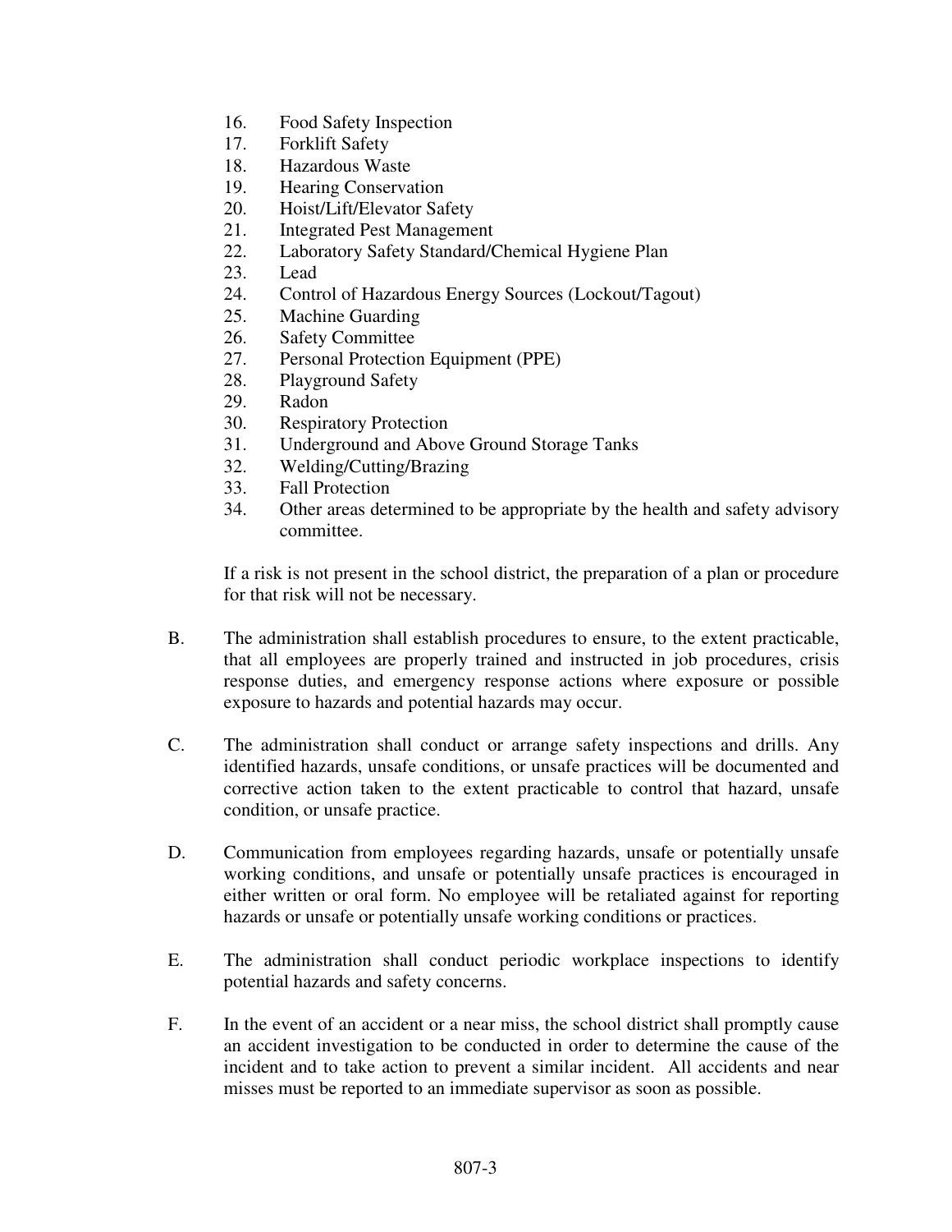16. Food Safety Inspection
17. Forklift Safety
18. Hazardous Waste
19. Hearing Conservation
20. Hoist/Lift/Elevator Safety
21. Integrated Pest Management
22. Laboratory Safety Standard/Chemical Hygiene Plan
23. Lead
24. Control of Hazardous Energy Sources (Lockout/Tagout)
25. Machine Guarding
26. Safety Committee
27. Personal Protection Equipment (PPE)
28. Playground Safety
29. Radon
30. Respiratory Protection
31. Underground and Above Ground Storage Tanks
32. Welding/Cutting/Brazing
33. Fall Protection
34. Other areas determined to be appropriate by the health and safety advisory committee.

If a risk is not present in the school district, the preparation of a plan or procedure for that risk will not be necessary.

B. The administration shall establish procedures to ensure, to the extent practicable, that all employees are properly trained and instructed in job procedures, crisis response duties, and emergency response actions where exposure or possible exposure to hazards and potential hazards may occur.

C. The administration shall conduct or arrange safety inspections and drills. Any identified hazards, unsafe conditions, or unsafe practices will be documented and corrective action taken to the extent practicable to control that hazard, unsafe condition, or unsafe practice.

D. Communication from employees regarding hazards, unsafe or potentially unsafe working conditions, and unsafe or potentially unsafe practices is encouraged in either written or oral form. No employee will be retaliated against for reporting hazards or unsafe or potentially unsafe working conditions or practices.

E. The administration shall conduct periodic workplace inspections to identify potential hazards and safety concerns.

F. In the event of an accident or a near miss, the school district shall promptly cause an accident investigation to be conducted in order to determine the cause of the incident and to take action to prevent a similar incident. All accidents and near misses must be reported to an immediate supervisor as soon as possible.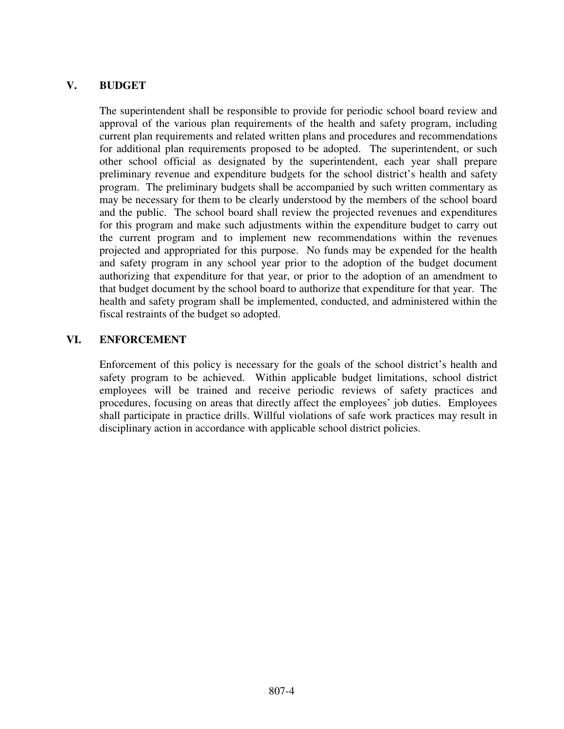## V. BUDGET

The superintendent shall be responsible to provide for periodic school board review and approval of the various plan requirements of the health and safety program, including current plan requirements and related written plans and procedures and recommendations for additional plan requirements proposed to be adopted. The superintendent, or such other school official as designated by the superintendent, each year shall prepare preliminary revenue and expenditure budgets for the school district's health and safety program. The preliminary budgets shall be accompanied by such written commentary as may be necessary for them to be clearly understood by the members of the school board and the public. The school board shall review the projected revenues and expenditures for this program and make such adjustments within the expenditure budget to carry out the current program and to implement new recommendations within the revenues projected and appropriated for this purpose. No funds may be expended for the health and safety program in any school year prior to the adoption of the budget document authorizing that expenditure for that year, or prior to the adoption of an amendment to that budget document by the school board to authorize that expenditure for that year. The health and safety program shall be implemented, conducted, and administered within the fiscal restraints of the budget so adopted.

## VI. ENFORCEMENT

Enforcement of this policy is necessary for the goals of the school district's health and safety program to be achieved. Within applicable budget limitations, school district employees will be trained and receive periodic reviews of safety practices and procedures, focusing on areas that directly affect the employees' job duties. Employees shall participate in practice drills. Willful violations of safe work practices may result in disciplinary action in accordance with applicable school district policies.